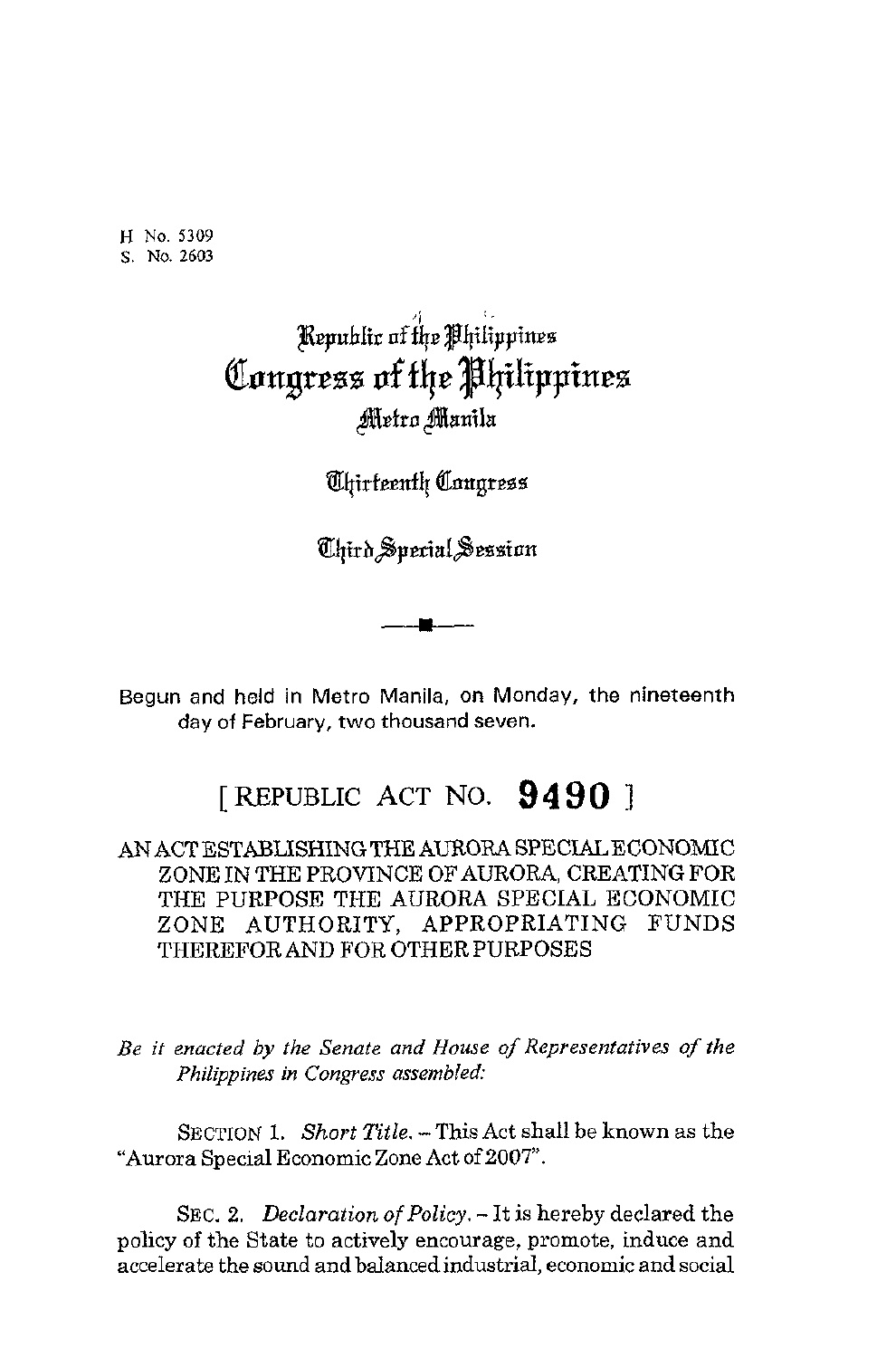H No. 5309
S. No. 2603

# Republic of the Philippines
# Congress of the Philippines
## Metro Manila

### Thirteenth Congress

### Third Special Session

Begun and held in Metro Manila, on Monday, the nineteenth day of February, two thousand seven.

## [ REPUBLIC ACT NO. 9490 ]

AN ACT ESTABLISHING THE AURORA SPECIAL ECONOMIC ZONE IN THE PROVINCE OF AURORA, CREATING FOR THE PURPOSE THE AURORA SPECIAL ECONOMIC ZONE AUTHORITY, APPROPRIATING FUNDS THEREFOR AND FOR OTHER PURPOSES

*Be it enacted by the Senate and House of Representatives of the Philippines in Congress assembled:*

SECTION 1. *Short Title.* – This Act shall be known as the "Aurora Special Economic Zone Act of 2007".

SEC. 2. *Declaration of Policy.* – It is hereby declared the policy of the State to actively encourage, promote, induce and accelerate the sound and balanced industrial, economic and social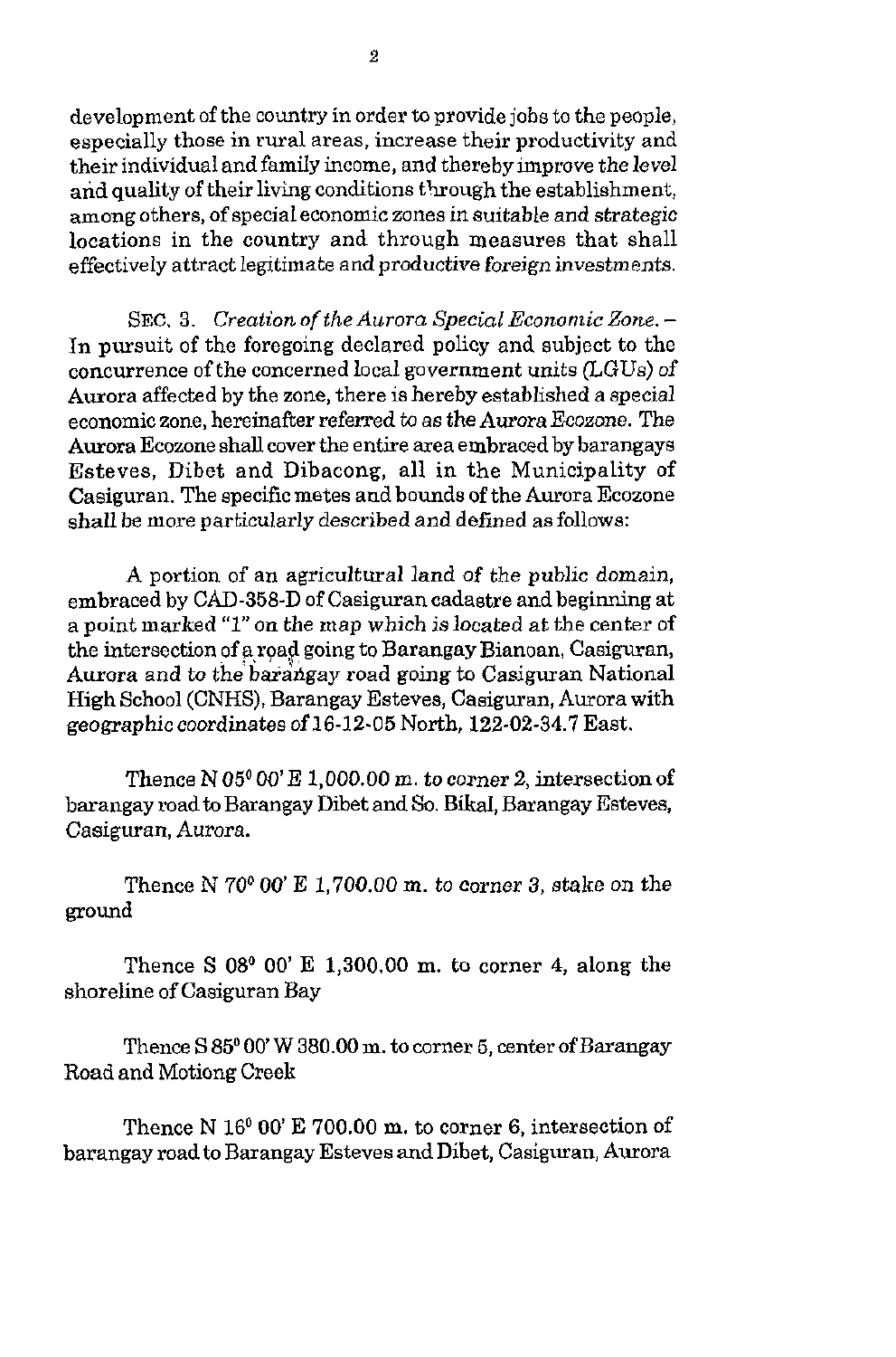development of the country in order to provide jobs to the people, especially those in rural areas, increase their productivity and their individual and family income, and thereby improve the level and quality of their living conditions through the establishment, among others, of special economic zones in suitable and strategic locations in the country and through measures that shall effectively attract legitimate and productive foreign investments.

SEC. 3. *Creation of the Aurora Special Economic Zone.* – In pursuit of the foregoing declared policy and subject to the concurrence of the concerned local government units (LGUs) of Aurora affected by the zone, there is hereby established a special economic zone, hereinafter referred to as the Aurora Ecozone. The Aurora Ecozone shall cover the entire area embraced by barangays Esteves, Dibet and Dibacong, all in the Municipality of Casiguran. The specific metes and bounds of the Aurora Ecozone shall be more particularly described and defined as follows:

A portion of an agricultural land of the public domain, embraced by CAD-358-D of Casiguran cadastre and beginning at a point marked "1" on the map which is located at the center of the intersection of a road going to Barangay Bianoan, Casiguran, Aurora and to the barangay road going to Casiguran National High School (CNHS), Barangay Esteves, Casiguran, Aurora with geographic coordinates of 16-12-05 North, 122-02-34.7 East.

Thence N 05° 00' E 1,000.00 m. to corner 2, intersection of barangay road to Barangay Dibet and So. Bikal, Barangay Esteves, Casiguran, Aurora.

Thence N 70° 00' E 1,700.00 m. to corner 3, stake on the ground

Thence S 08° 00' E 1,300.00 m. to corner 4, along the shoreline of Casiguran Bay

Thence S 85° 00' W 380.00 m. to corner 5, center of Barangay Road and Motiong Creek

Thence N 16° 00' E 700.00 m. to corner 6, intersection of barangay road to Barangay Esteves and Dibet, Casiguran, Aurora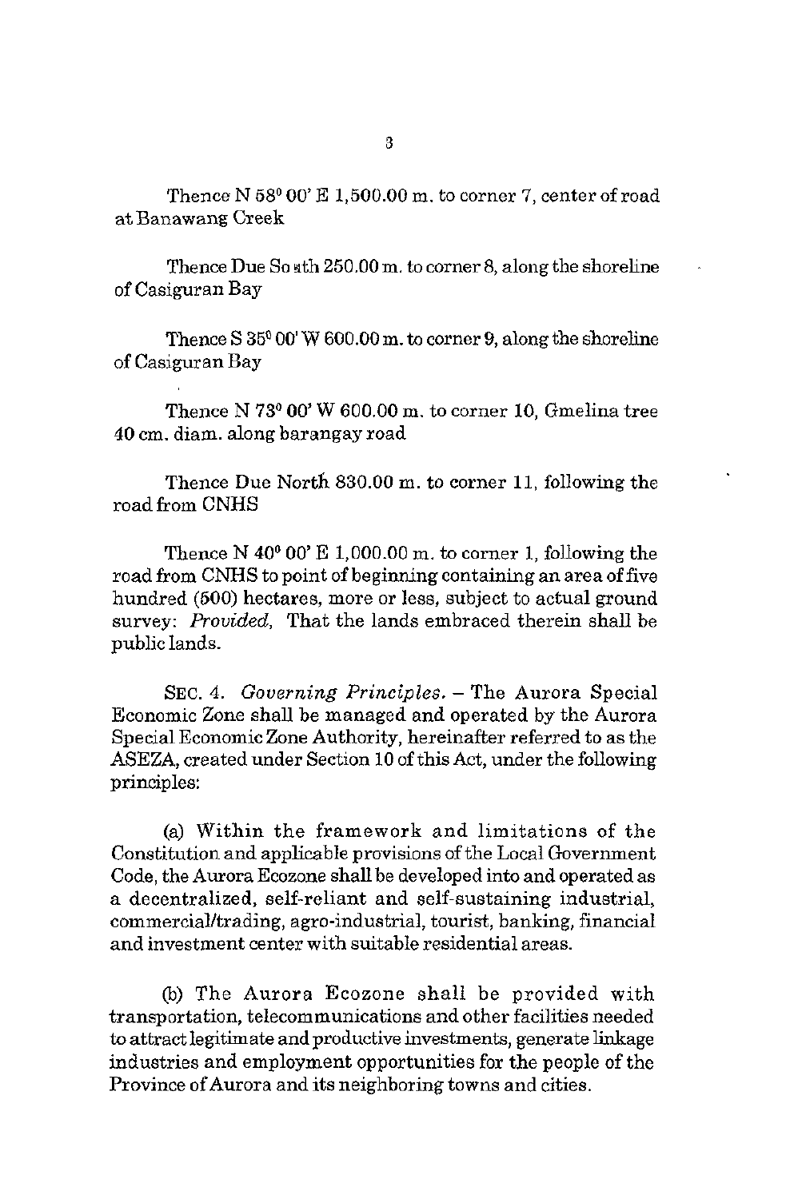Thence N 58° 00' E 1,500.00 m. to corner 7, center of road at Banawang Creek

Thence Due South 250.00 m. to corner 8, along the shoreline of Casiguran Bay

Thence S 35° 00' W 600.00 m. to corner 9, along the shoreline of Casiguran Bay

Thence N 73° 00' W 600.00 m. to corner 10, Gmelina tree 40 cm. diam. along barangay road

Thence Due North 830.00 m. to corner 11, following the road from CNHS

Thence N 40° 00' E 1,000.00 m. to corner 1, following the road from CNHS to point of beginning containing an area of five hundred (500) hectares, more or less, subject to actual ground survey: *Provided*, That the lands embraced therein shall be public lands.

SEC. 4. *Governing Principles.* – The Aurora Special Economic Zone shall be managed and operated by the Aurora Special Economic Zone Authority, hereinafter referred to as the ASEZA, created under Section 10 of this Act, under the following principles:

(a) Within the framework and limitations of the Constitution and applicable provisions of the Local Government Code, the Aurora Ecozone shall be developed into and operated as a decentralized, self-reliant and self-sustaining industrial, commercial/trading, agro-industrial, tourist, banking, financial and investment center with suitable residential areas.

(b) The Aurora Ecozone shall be provided with transportation, telecommunications and other facilities needed to attract legitimate and productive investments, generate linkage industries and employment opportunities for the people of the Province of Aurora and its neighboring towns and cities.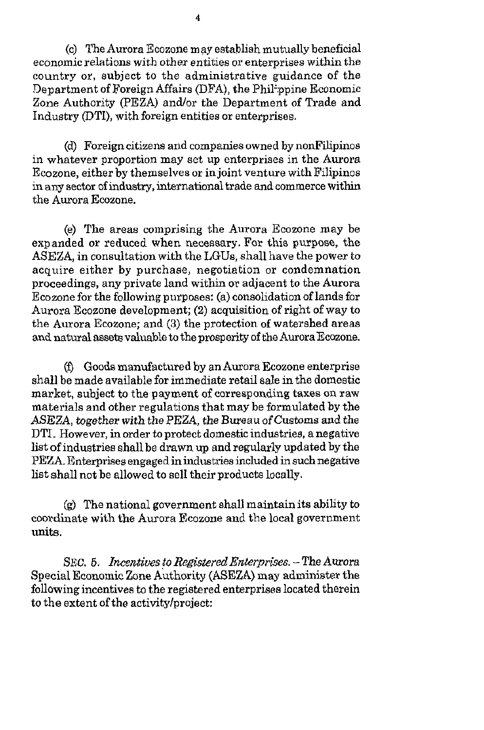(c) The Aurora Ecozone may establish mutually beneficial economic relations with other entities or enterprises within the country or, subject to the administrative guidance of the Department of Foreign Affairs (DFA), the Philippine Economic Zone Authority (PEZA) and/or the Department of Trade and Industry (DTI), with foreign entities or enterprises.

(d) Foreign citizens and companies owned by nonFilipinos in whatever proportion may set up enterprises in the Aurora Ecozone, either by themselves or in joint venture with Filipinos in any sector of industry, international trade and commerce within the Aurora Ecozone.

(e) The areas comprising the Aurora Ecozone may be expanded or reduced when necessary. For this purpose, the ASEZA, in consultation with the LGUs, shall have the power to acquire either by purchase, negotiation or condemnation proceedings, any private land within or adjacent to the Aurora Ecozone for the following purposes: (a) consolidation of lands for Aurora Ecozone development; (2) acquisition of right of way to the Aurora Ecozone; and (3) the protection of watershed areas and natural assets valuable to the prosperity of the Aurora Ecozone.

(f) Goods manufactured by an Aurora Ecozone enterprise shall be made available for immediate retail sale in the domestic market, subject to the payment of corresponding taxes on raw materials and other regulations that may be formulated by the *ASEZA, together with the* PEZA, *the Bureau of Customs and the* DTI. However, in order to protect domestic industries, a negative list of industries shall be drawn up and regularly updated by the PEZA. Enterprises engaged in industries included in such negative list shall not be allowed to sell their products locally.

(g) The national government shall maintain its ability to coordinate with the Aurora Ecozone and the local government units.

SEC. 5. *Incentives to Registered Enterprises.* – The Aurora Special Economic Zone Authority (ASEZA) may administer the following incentives to the registered enterprises located therein to the extent of the activity/project: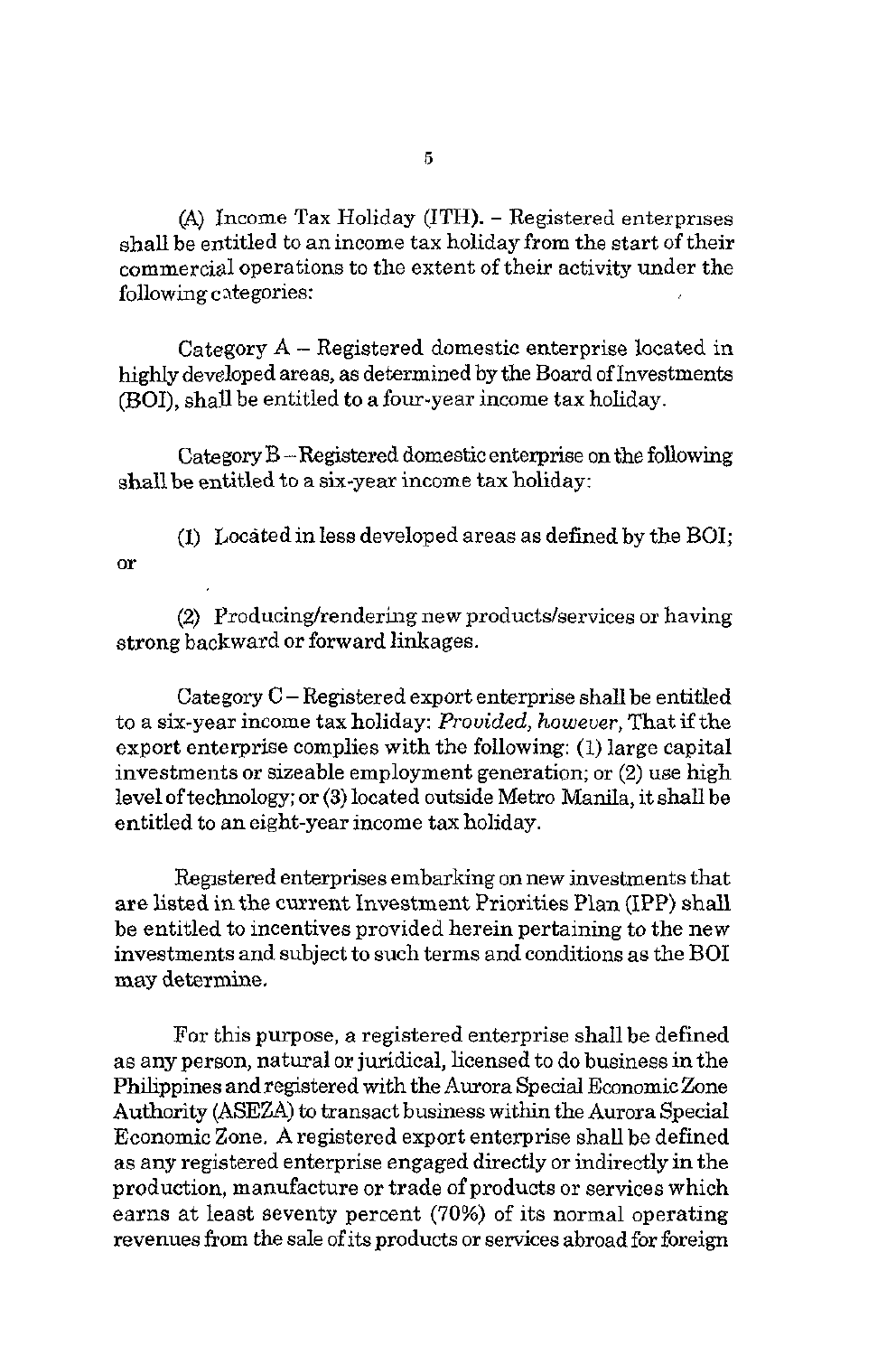(A) Income Tax Holiday (ITH). – Registered enterprises shall be entitled to an income tax holiday from the start of their commercial operations to the extent of their activity under the following categories:

Category A – Registered domestic enterprise located in highly developed areas, as determined by the Board of Investments (BOI), shall be entitled to a four-year income tax holiday.

Category B – Registered domestic enterprise on the following shall be entitled to a six-year income tax holiday:

(1) Located in less developed areas as defined by the BOI; or

(2) Producing/rendering new products/services or having strong backward or forward linkages.

Category C – Registered export enterprise shall be entitled to a six-year income tax holiday: *Provided, however,* That if the export enterprise complies with the following: (1) large capital investments or sizeable employment generation; or (2) use high level of technology; or (3) located outside Metro Manila, it shall be entitled to an eight-year income tax holiday.

Registered enterprises embarking on new investments that are listed in the current Investment Priorities Plan (IPP) shall be entitled to incentives provided herein pertaining to the new investments and subject to such terms and conditions as the BOI may determine.

For this purpose, a registered enterprise shall be defined as any person, natural or juridical, licensed to do business in the Philippines and registered with the Aurora Special Economic Zone Authority (ASEZA) to transact business within the Aurora Special Economic Zone. A registered export enterprise shall be defined as any registered enterprise engaged directly or indirectly in the production, manufacture or trade of products or services which earns at least seventy percent (70%) of its normal operating revenues from the sale of its products or services abroad for foreign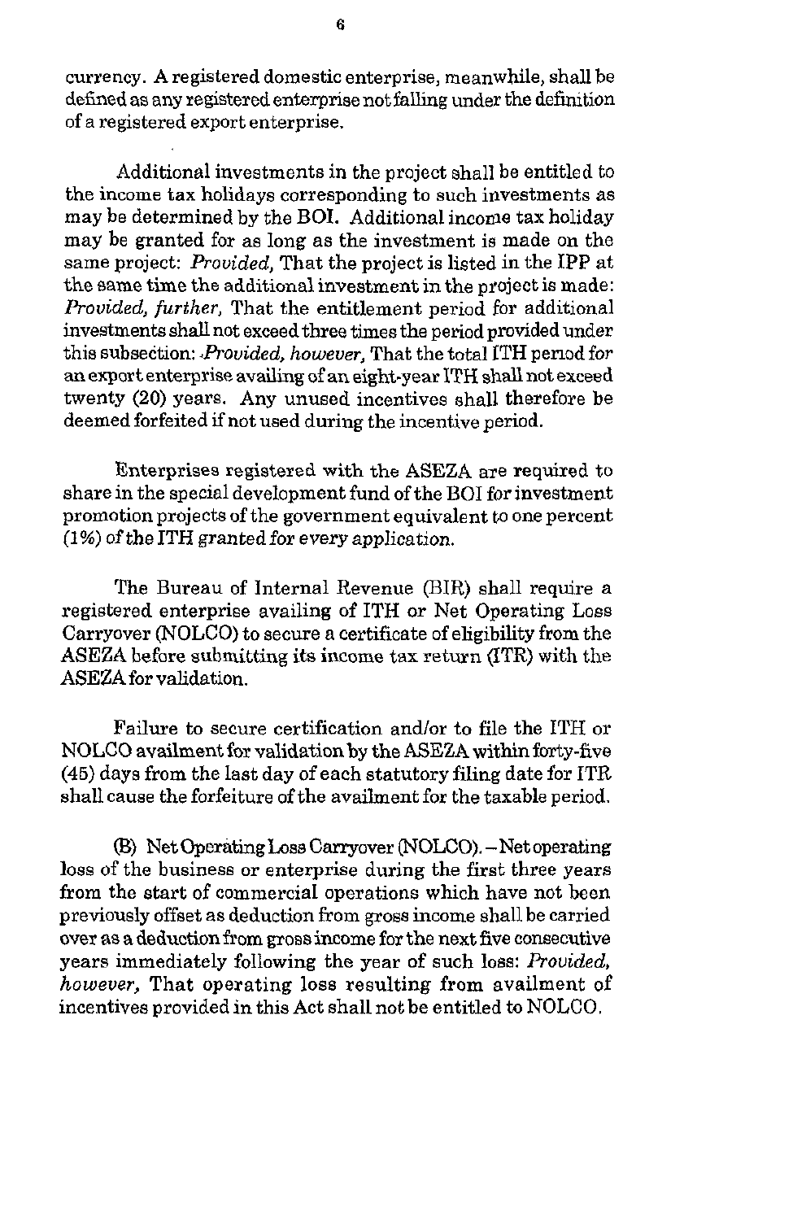currency. A registered domestic enterprise, meanwhile, shall be defined as any registered enterprise not falling under the definition of a registered export enterprise.

Additional investments in the project shall be entitled to the income tax holidays corresponding to such investments as may be determined by the BOI. Additional income tax holiday may be granted for as long as the investment is made on the same project: *Provided,* That the project is listed in the IPP at the same time the additional investment in the project is made: *Provided, further,* That the entitlement period for additional investments shall not exceed three times the period provided under this subsection: *Provided, however,* That the total ITH period for an export enterprise availing of an eight-year ITH shall not exceed twenty (20) years. Any unused incentives shall therefore be deemed forfeited if not used during the incentive period.

Enterprises registered with the ASEZA are required to share in the special development fund of the BOI for investment promotion projects of the government equivalent to one percent (1%) of the ITH granted for every application.

The Bureau of Internal Revenue (BIR) shall require a registered enterprise availing of ITH or Net Operating Loss Carryover (NOLCO) to secure a certificate of eligibility from the ASEZA before submitting its income tax return (ITR) with the ASEZA for validation.

Failure to secure certification and/or to file the ITH or NOLCO availment for validation by the ASEZA within forty-five (45) days from the last day of each statutory filing date for ITR shall cause the forfeiture of the availment for the taxable period.

(B) Net Operating Loss Carryover (NOLCO). – Net operating loss of the business or enterprise during the first three years from the start of commercial operations which have not been previously offset as deduction from gross income shall be carried over as a deduction from gross income for the next five consecutive years immediately following the year of such loss: *Provided, however,* That operating loss resulting from availment of incentives provided in this Act shall not be entitled to NOLCO.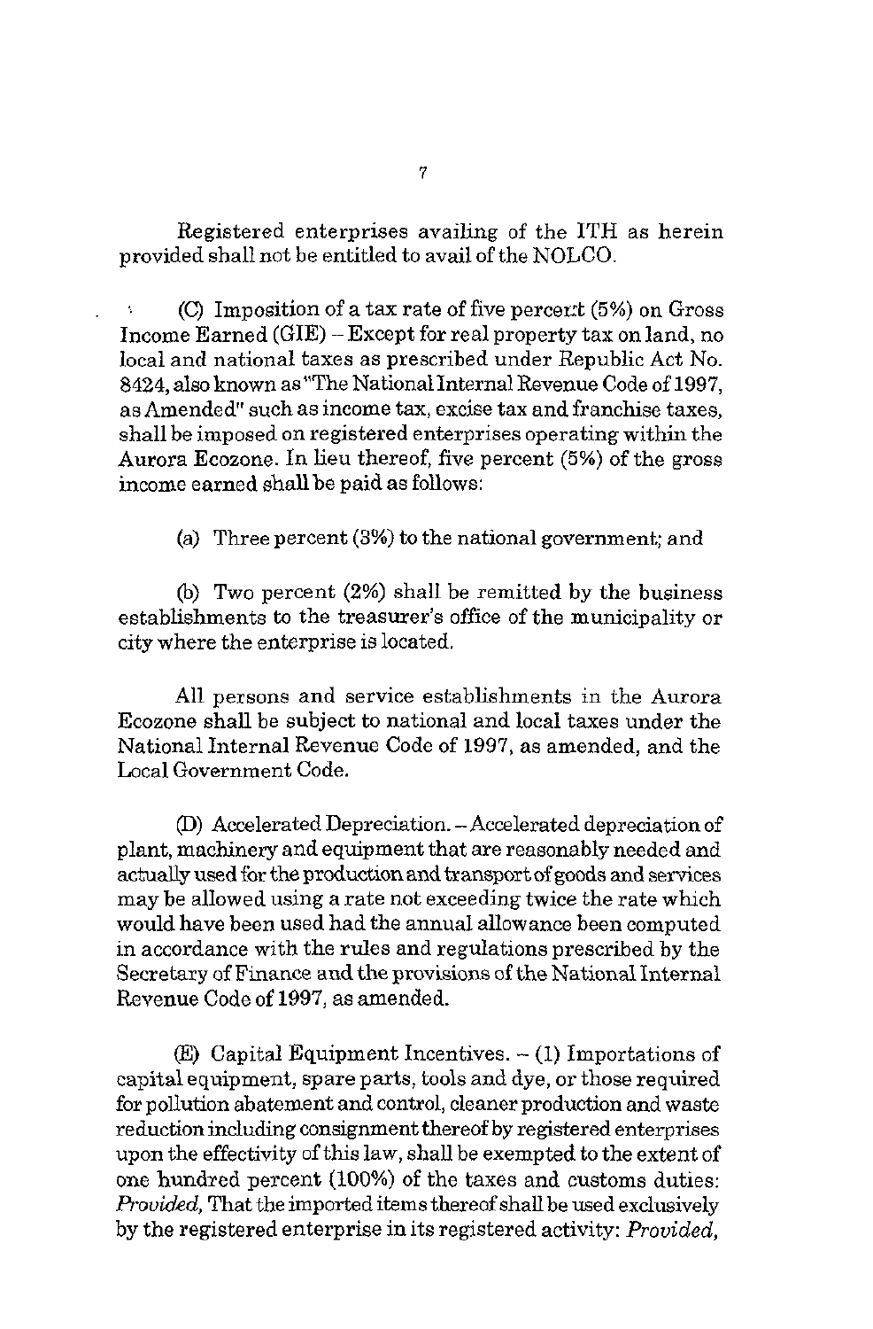Registered enterprises availing of the ITH as herein provided shall not be entitled to avail of the NOLCO.

(C) Imposition of a tax rate of five percent (5%) on Gross Income Earned (GIE) – Except for real property tax on land, no local and national taxes as prescribed under Republic Act No. 8424, also known as "The National Internal Revenue Code of 1997, as Amended" such as income tax, excise tax and franchise taxes, shall be imposed on registered enterprises operating within the Aurora Ecozone. In lieu thereof, five percent (5%) of the gross income earned shall be paid as follows:

(a) Three percent (3%) to the national government; and

(b) Two percent (2%) shall be remitted by the business establishments to the treasurer's office of the municipality or city where the enterprise is located.

All persons and service establishments in the Aurora Ecozone shall be subject to national and local taxes under the National Internal Revenue Code of 1997, as amended, and the Local Government Code.

(D) Accelerated Depreciation. – Accelerated depreciation of plant, machinery and equipment that are reasonably needed and actually used for the production and transport of goods and services may be allowed using a rate not exceeding twice the rate which would have been used had the annual allowance been computed in accordance with the rules and regulations prescribed by the Secretary of Finance and the provisions of the National Internal Revenue Code of 1997, as amended.

(E) Capital Equipment Incentives. – (1) Importations of capital equipment, spare parts, tools and dye, or those required for pollution abatement and control, cleaner production and waste reduction including consignment thereof by registered enterprises upon the effectivity of this law, shall be exempted to the extent of one hundred percent (100%) of the taxes and customs duties: *Provided,* That the imported items thereof shall be used exclusively by the registered enterprise in its registered activity: *Provided,*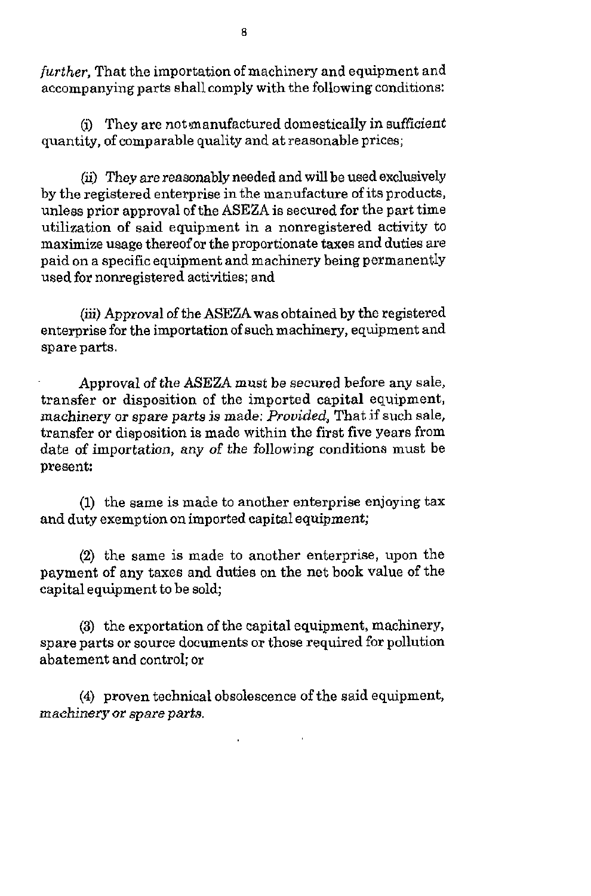*further*, That the importation of machinery and equipment and accompanying parts shall comply with the following conditions:

(i) They are not manufactured domestically in sufficient quantity, of comparable quality and at reasonable prices;

(ii) They are reasonably needed and will be used exclusively by the registered enterprise in the manufacture of its products, unless prior approval of the ASEZA is secured for the part time utilization of said equipment in a nonregistered activity to maximize usage thereof or the proportionate taxes and duties are paid on a specific equipment and machinery being permanently used for nonregistered activities; and

(iii) Approval of the ASEZA was obtained by the registered enterprise for the importation of such machinery, equipment and spare parts.

Approval of the ASEZA must be secured before any sale, transfer or disposition of the imported capital equipment, machinery or spare parts is made: *Provided*, That if such sale, transfer or disposition is made within the first five years from date of importation, any of the following conditions must be present:

(1) the same is made to another enterprise enjoying tax and duty exemption on imported capital equipment;

(2) the same is made to another enterprise, upon the payment of any taxes and duties on the net book value of the capital equipment to be sold;

(3) the exportation of the capital equipment, machinery, spare parts or source documents or those required for pollution abatement and control; or

(4) proven technical obsolescence of the said equipment, machinery or spare parts.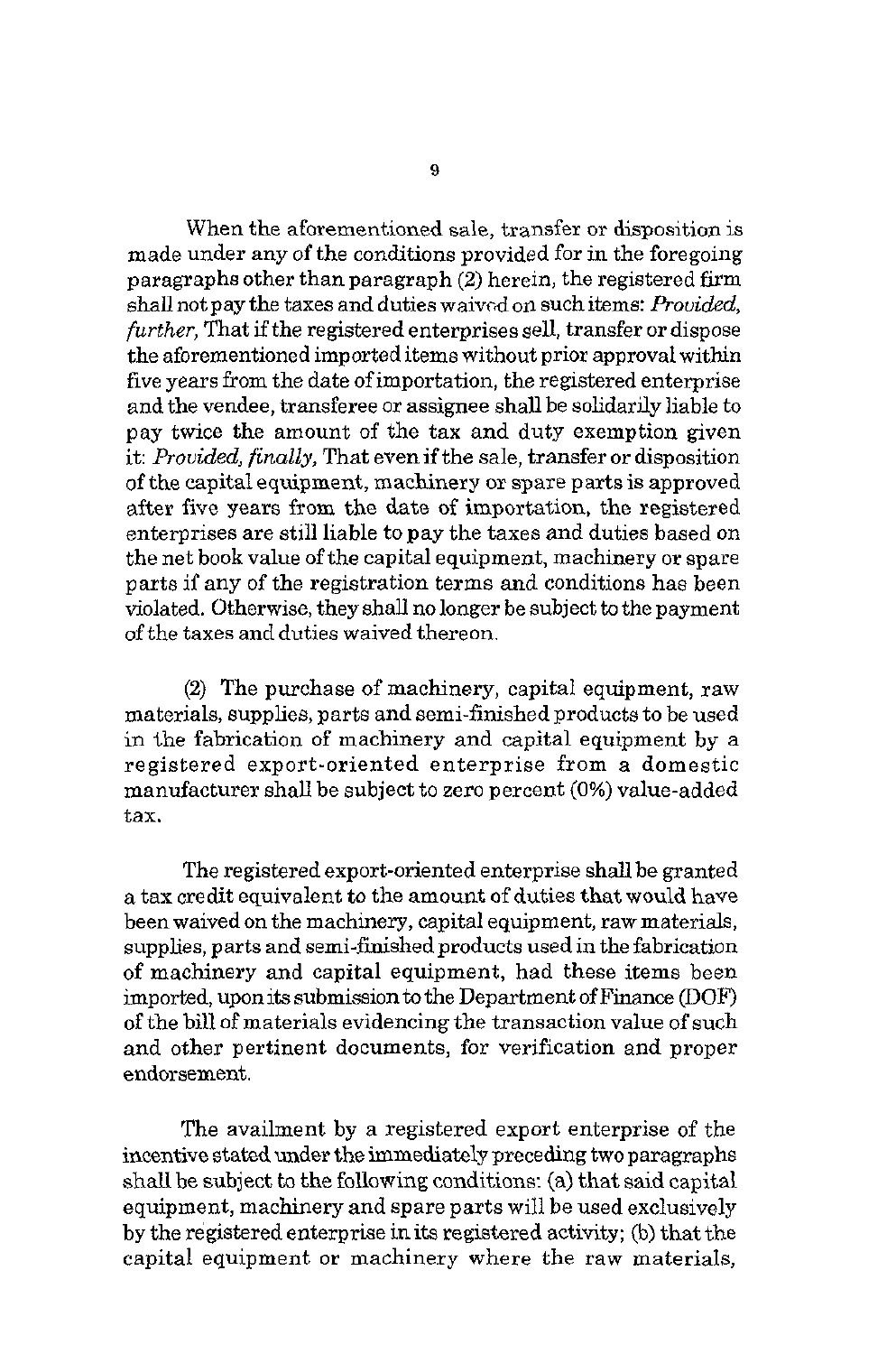When the aforementioned sale, transfer or disposition is made under any of the conditions provided for in the foregoing paragraphs other than paragraph (2) herein, the registered firm shall not pay the taxes and duties waived on such items: *Provided, further,* That if the registered enterprises sell, transfer or dispose the aforementioned imported items without prior approval within five years from the date of importation, the registered enterprise and the vendee, transferee or assignee shall be solidarily liable to pay twice the amount of the tax and duty exemption given it: *Provided, finally,* That even if the sale, transfer or disposition of the capital equipment, machinery or spare parts is approved after five years from the date of importation, the registered enterprises are still liable to pay the taxes and duties based on the net book value of the capital equipment, machinery or spare parts if any of the registration terms and conditions has been violated. Otherwise, they shall no longer be subject to the payment of the taxes and duties waived thereon.

(2) The purchase of machinery, capital equipment, raw materials, supplies, parts and semi-finished products to be used in the fabrication of machinery and capital equipment by a registered export-oriented enterprise from a domestic manufacturer shall be subject to zero percent (0%) value-added tax.

The registered export-oriented enterprise shall be granted a tax credit equivalent to the amount of duties that would have been waived on the machinery, capital equipment, raw materials, supplies, parts and semi-finished products used in the fabrication of machinery and capital equipment, had these items been imported, upon its submission to the Department of Finance (DOF) of the bill of materials evidencing the transaction value of such and other pertinent documents, for verification and proper endorsement.

The availment by a registered export enterprise of the incentive stated under the immediately preceding two paragraphs shall be subject to the following conditions: (a) that said capital equipment, machinery and spare parts will be used exclusively by the registered enterprise in its registered activity; (b) that the capital equipment or machinery where the raw materials,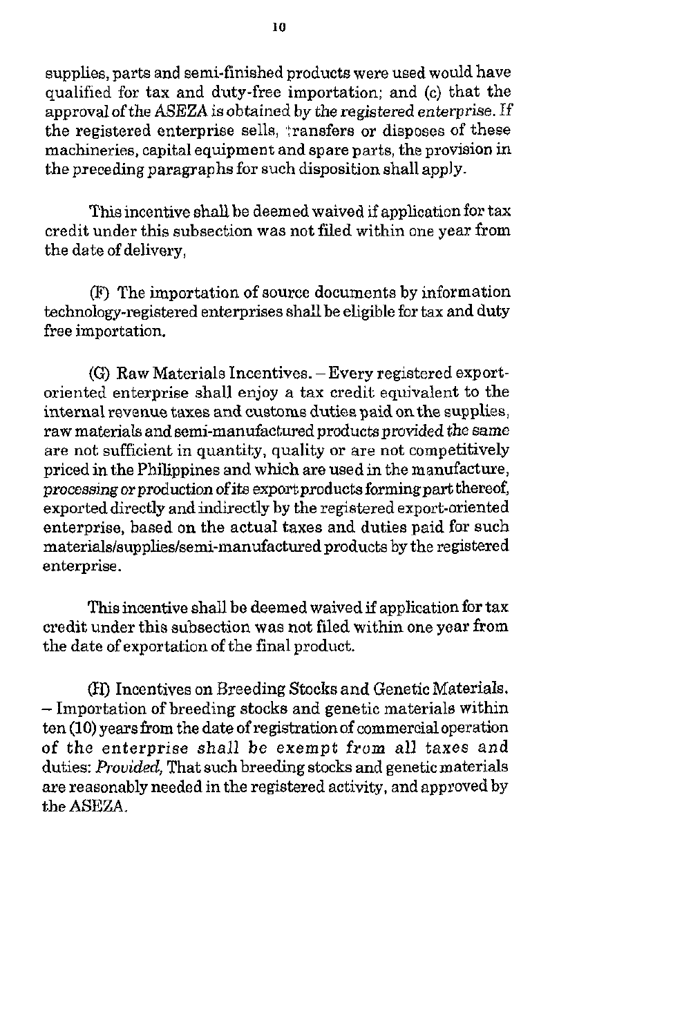supplies, parts and semi-finished products were used would have qualified for tax and duty-free importation; and (c) that the approval of the ASEZA is obtained by the registered enterprise. If the registered enterprise sells, transfers or disposes of these machineries, capital equipment and spare parts, the provision in the preceding paragraphs for such disposition shall apply.

This incentive shall be deemed waived if application for tax credit under this subsection was not filed within one year from the date of delivery,

(F) The importation of source documents by information technology-registered enterprises shall be eligible for tax and duty free importation.

(G) Raw Materials Incentives. – Every registered export-oriented enterprise shall enjoy a tax credit equivalent to the internal revenue taxes and customs duties paid on the supplies, raw materials and semi-manufactured products provided the same are not sufficient in quantity, quality or are not competitively priced in the Philippines and which are used in the manufacture, processing or production of its export products forming part thereof, exported directly and indirectly by the registered export-oriented enterprise, based on the actual taxes and duties paid for such materials/supplies/semi-manufactured products by the registered enterprise.

This incentive shall be deemed waived if application for tax credit under this subsection was not filed within one year from the date of exportation of the final product.

(H) Incentives on Breeding Stocks and Genetic Materials. – Importation of breeding stocks and genetic materials within ten (10) years from the date of registration of commercial operation of the enterprise shall be exempt from all taxes and duties: *Provided,* That such breeding stocks and genetic materials are reasonably needed in the registered activity, and approved by the ASEZA.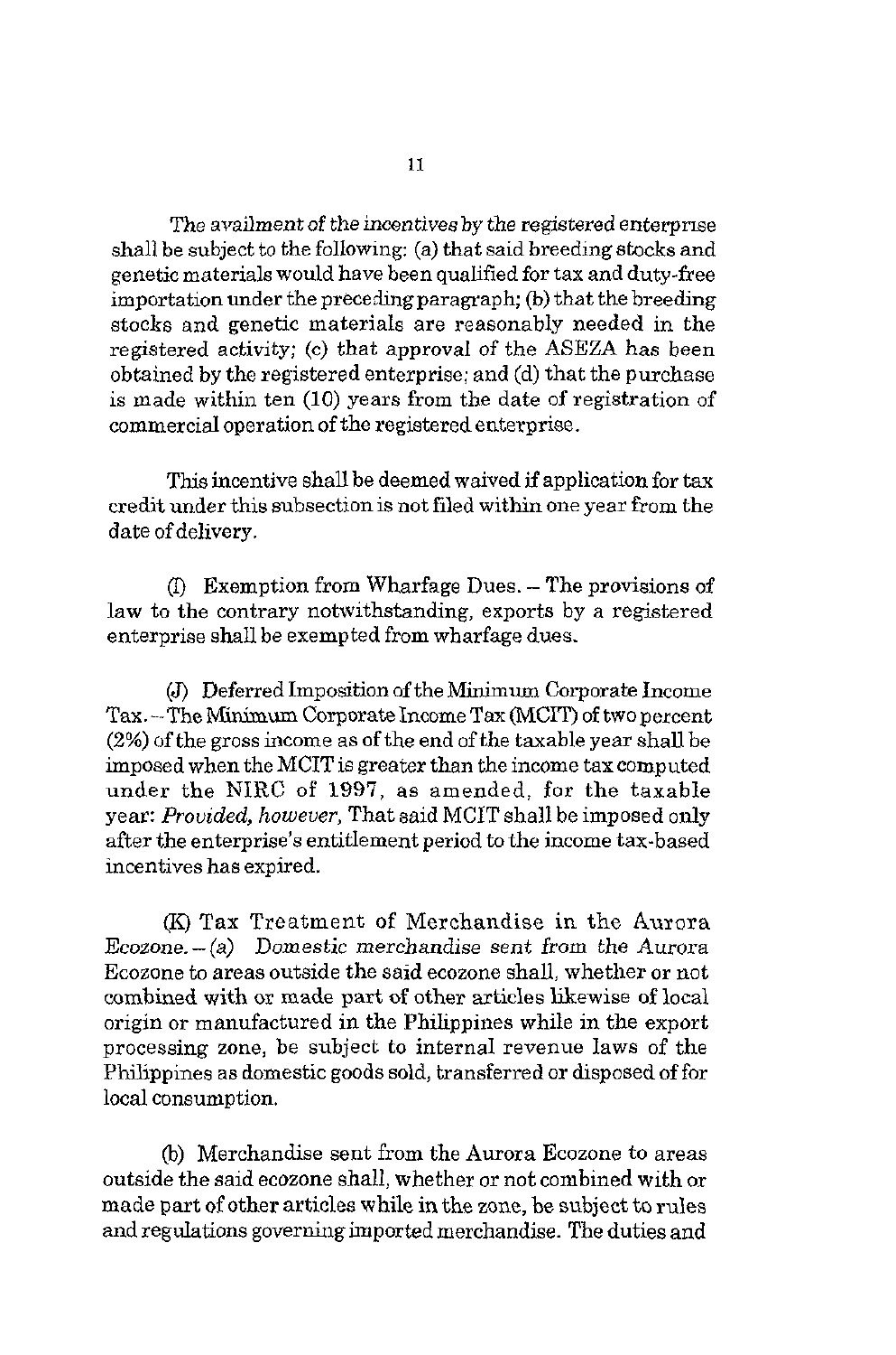The availment of the incentives by the registered enterprise shall be subject to the following: (a) that said breeding stocks and genetic materials would have been qualified for tax and duty-free importation under the preceding paragraph; (b) that the breeding stocks and genetic materials are reasonably needed in the registered activity; (c) that approval of the ASEZA has been obtained by the registered enterprise; and (d) that the purchase is made within ten (10) years from the date of registration of commercial operation of the registered enterprise.

This incentive shall be deemed waived if application for tax credit under this subsection is not filed within one year from the date of delivery.

(I) Exemption from Wharfage Dues. – The provisions of law to the contrary notwithstanding, exports by a registered enterprise shall be exempted from wharfage dues.

(J) Deferred Imposition of the Minimum Corporate Income Tax. – The Minimum Corporate Income Tax (MCIT) of two percent (2%) of the gross income as of the end of the taxable year shall be imposed when the MCIT is greater than the income tax computed under the NIRC of 1997, as amended, for the taxable year: *Provided, however,* That said MCIT shall be imposed only after the enterprise's entitlement period to the income tax-based incentives has expired.

(K) Tax Treatment of Merchandise in the Aurora *Ecozone. – (a) Domestic merchandise sent from the Aurora* Ecozone to areas outside the said ecozone shall, whether or not combined with or made part of other articles likewise of local origin or manufactured in the Philippines while in the export processing zone, be subject to internal revenue laws of the Philippines as domestic goods sold, transferred or disposed of for local consumption.

(b) Merchandise sent from the Aurora Ecozone to areas outside the said ecozone shall, whether or not combined with or made part of other articles while in the zone, be subject to rules and regulations governing imported merchandise. The duties and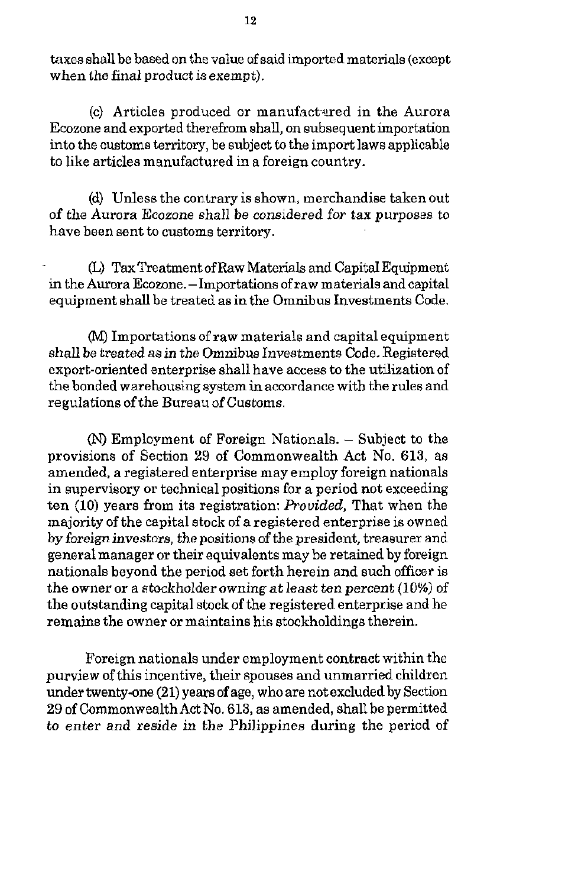taxes shall be based on the value of said imported materials (except when the final product is exempt).

(c) Articles produced or manufactured in the Aurora Ecozone and exported therefrom shall, on subsequent importation into the customs territory, be subject to the import laws applicable to like articles manufactured in a foreign country.

(d) Unless the contrary is shown, merchandise taken out of the Aurora Ecozone shall be considered for tax purposes to have been sent to customs territory.

(L) Tax Treatment of Raw Materials and Capital Equipment in the Aurora Ecozone. – Importations of raw materials and capital equipment shall be treated as in the Omnibus Investments Code.

(M) Importations of raw materials and capital equipment shall be treated as in the Omnibus Investments Code. Registered export-oriented enterprise shall have access to the utilization of the bonded warehousing system in accordance with the rules and regulations of the Bureau of Customs.

(N) Employment of Foreign Nationals. – Subject to the provisions of Section 29 of Commonwealth Act No. 613, as amended, a registered enterprise may employ foreign nationals in supervisory or technical positions for a period not exceeding ten (10) years from its registration: *Provided*, That when the majority of the capital stock of a registered enterprise is owned by foreign investors, the positions of the president, treasurer and general manager or their equivalents may be retained by foreign nationals beyond the period set forth herein and such officer is the owner or a stockholder owning at least ten percent (10%) of the outstanding capital stock of the registered enterprise and he remains the owner or maintains his stockholdings therein.

Foreign nationals under employment contract within the purview of this incentive, their spouses and unmarried children under twenty-one (21) years of age, who are not excluded by Section 29 of Commonwealth Act No. 613, as amended, shall be permitted to enter and reside in the Philippines during the period of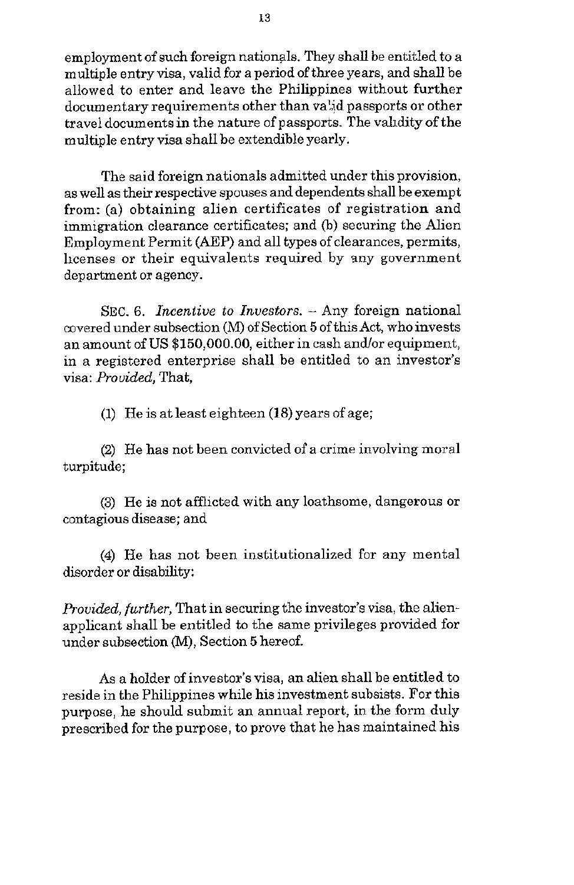employment of such foreign nationals. They shall be entitled to a multiple entry visa, valid for a period of three years, and shall be allowed to enter and leave the Philippines without further documentary requirements other than valid passports or other travel documents in the nature of passports. The validity of the multiple entry visa shall be extendible yearly.

The said foreign nationals admitted under this provision, as well as their respective spouses and dependents shall be exempt from: (a) obtaining alien certificates of registration and immigration clearance certificates; and (b) securing the Alien Employment Permit (AEP) and all types of clearances, permits, licenses or their equivalents required by any government department or agency.

SEC. 6. *Incentive to Investors.* – Any foreign national covered under subsection (M) of Section 5 of this Act, who invests an amount of US $150,000.00, either in cash and/or equipment, in a registered enterprise shall be entitled to an investor's visa: *Provided,* That,

(1) He is at least eighteen (18) years of age;

(2) He has not been convicted of a crime involving moral turpitude;

(3) He is not afflicted with any loathsome, dangerous or contagious disease; and

(4) He has not been institutionalized for any mental disorder or disability:

*Provided, further,* That in securing the investor's visa, the alien-applicant shall be entitled to the same privileges provided for under subsection (M), Section 5 hereof.

As a holder of investor's visa, an alien shall be entitled to reside in the Philippines while his investment subsists. For this purpose, he should submit an annual report, in the form duly prescribed for the purpose, to prove that he has maintained his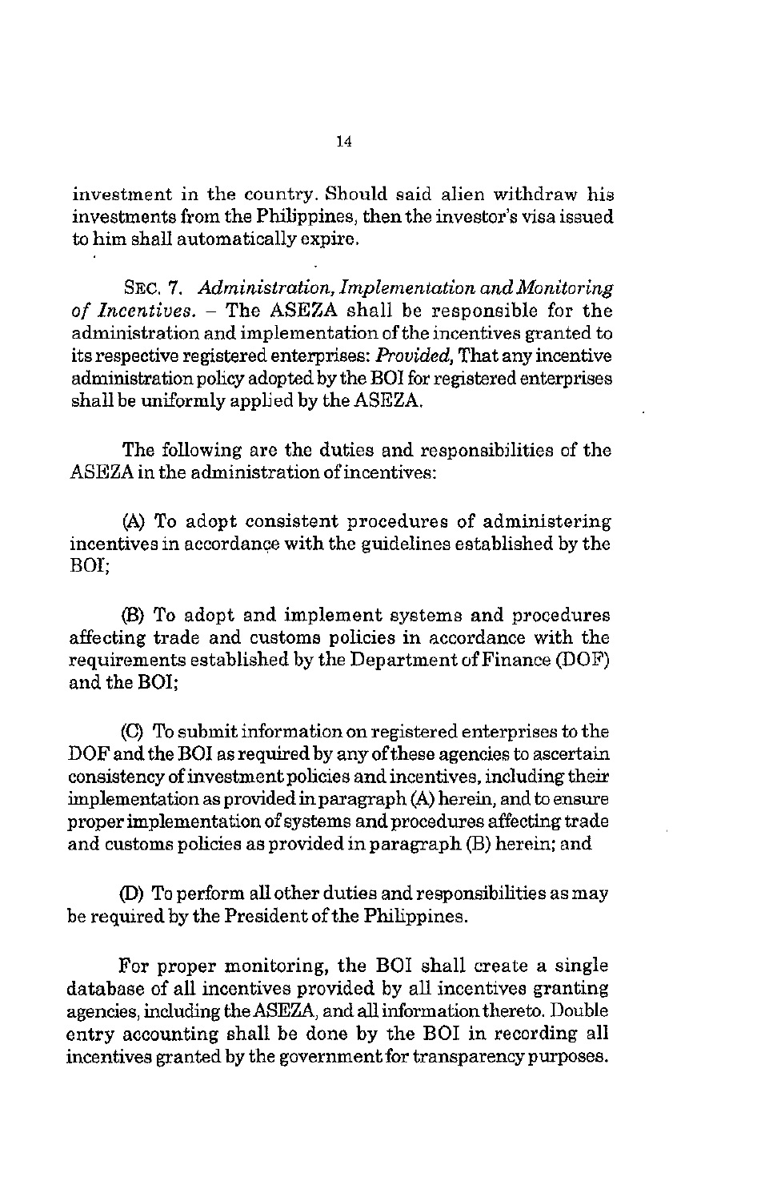investment in the country. Should said alien withdraw his investments from the Philippines, then the investor's visa issued to him shall automatically expire.

SEC. 7. *Administration, Implementation and Monitoring of Incentives.* – The ASEZA shall be responsible for the administration and implementation of the incentives granted to its respective registered enterprises: *Provided,* That any incentive administration policy adopted by the BOI for registered enterprises shall be uniformly applied by the ASEZA.

The following are the duties and responsibilities of the ASEZA in the administration of incentives:

(A) To adopt consistent procedures of administering incentives in accordance with the guidelines established by the BOI;

(B) To adopt and implement systems and procedures affecting trade and customs policies in accordance with the requirements established by the Department of Finance (DOF) and the BOI;

(C) To submit information on registered enterprises to the DOF and the BOI as required by any of these agencies to ascertain consistency of investment policies and incentives, including their implementation as provided in paragraph (A) herein, and to ensure proper implementation of systems and procedures affecting trade and customs policies as provided in paragraph (B) herein; and

(D) To perform all other duties and responsibilities as may be required by the President of the Philippines.

For proper monitoring, the BOI shall create a single database of all incentives provided by all incentives granting agencies, including the ASEZA, and all information thereto. Double entry accounting shall be done by the BOI in recording all incentives granted by the government for transparency purposes.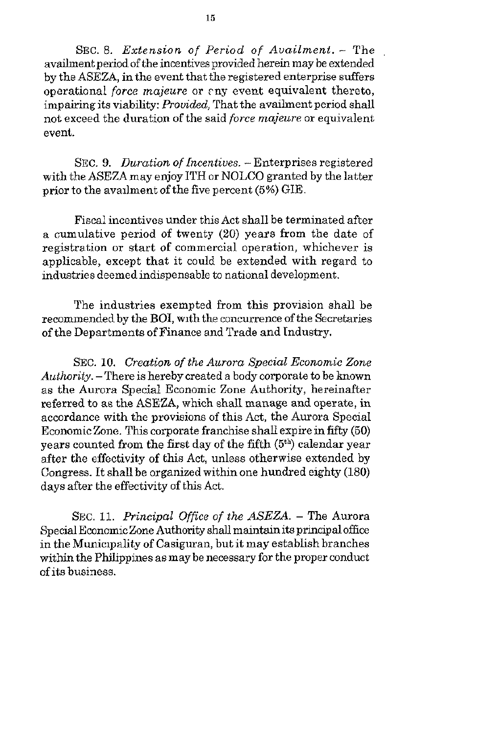SEC. 8. *Extension of Period of Availment.* – The availment period of the incentives provided herein may be extended by the ASEZA, in the event that the registered enterprise suffers operational *force majeure* or any event equivalent thereto, impairing its viability: *Provided,* That the availment period shall not exceed the duration of the said *force majeure* or equivalent event.

SEC. 9. *Duration of Incentives.* – Enterprises registered with the ASEZA may enjoy ITH or NOLCO granted by the latter prior to the availment of the five percent (5%) GIE.

Fiscal incentives under this Act shall be terminated after a cumulative period of twenty (20) years from the date of registration or start of commercial operation, whichever is applicable, except that it could be extended with regard to industries deemed indispensable to national development.

The industries exempted from this provision shall be recommended by the BOI, with the concurrence of the Secretaries of the Departments of Finance and Trade and Industry.

SEC. 10. *Creation of the Aurora Special Economic Zone Authority.* – There is hereby created a body corporate to be known as the Aurora Special Economic Zone Authority, hereinafter referred to as the ASEZA, which shall manage and operate, in accordance with the provisions of this Act, the Aurora Special Economic Zone. This corporate franchise shall expire in fifty (50) years counted from the first day of the fifth (5th) calendar year after the effectivity of this Act, unless otherwise extended by Congress. It shall be organized within one hundred eighty (180) days after the effectivity of this Act.

SEC. 11. *Principal Office of the ASEZA.* – The Aurora Special Economic Zone Authority shall maintain its principal office in the Municipality of Casiguran, but it may establish branches within the Philippines as may be necessary for the proper conduct of its business.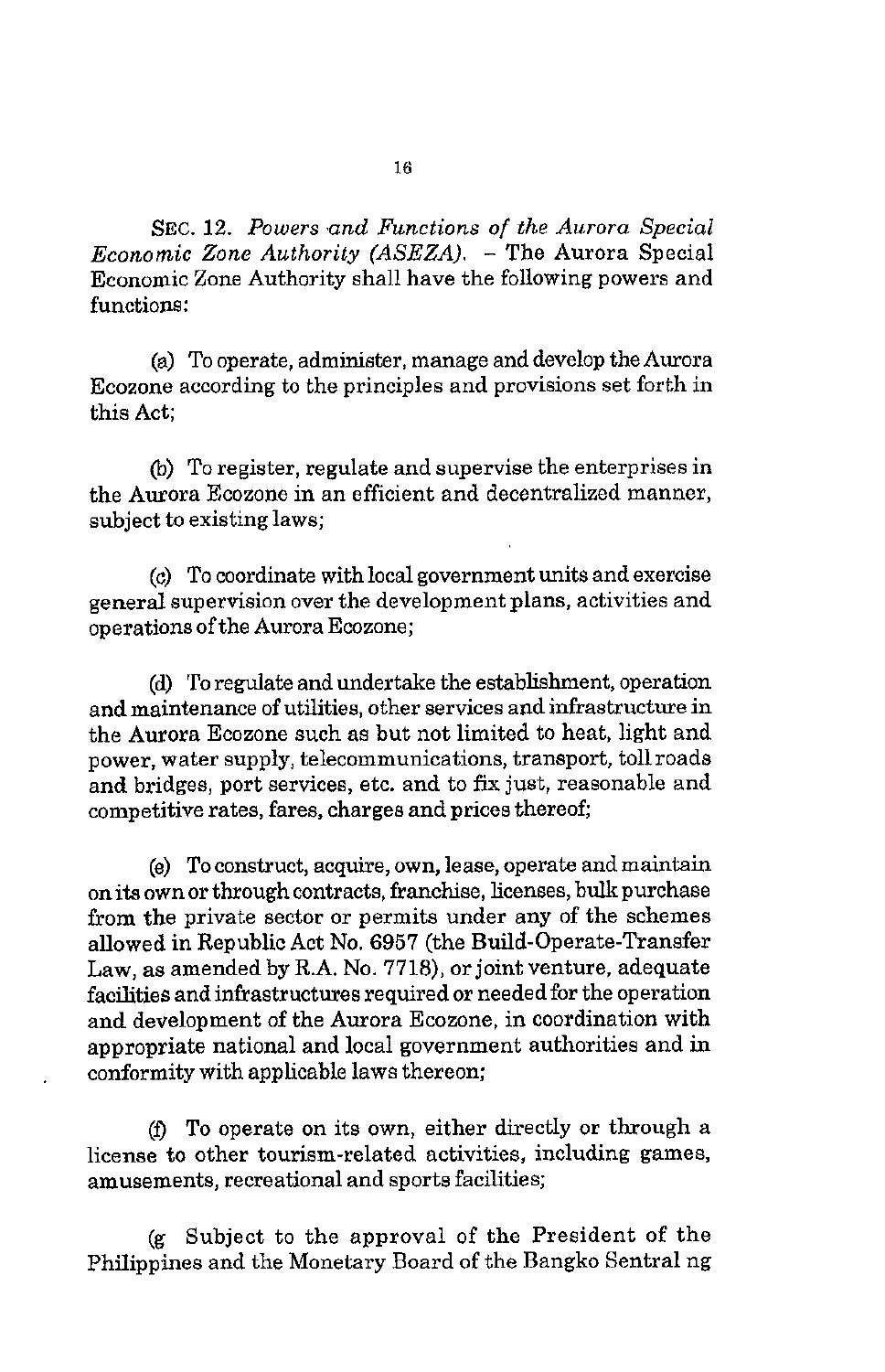SEC. 12. *Powers and Functions of the Aurora Special Economic Zone Authority (ASEZA).* – The Aurora Special Economic Zone Authority shall have the following powers and functions:

(a) To operate, administer, manage and develop the Aurora Ecozone according to the principles and provisions set forth in this Act;

(b) To register, regulate and supervise the enterprises in the Aurora Ecozone in an efficient and decentralized manner, subject to existing laws;

(c) To coordinate with local government units and exercise general supervision over the development plans, activities and operations of the Aurora Ecozone;

(d) To regulate and undertake the establishment, operation and maintenance of utilities, other services and infrastructure in the Aurora Ecozone such as but not limited to heat, light and power, water supply, telecommunications, transport, toll roads and bridges, port services, etc. and to fix just, reasonable and competitive rates, fares, charges and prices thereof;

(e) To construct, acquire, own, lease, operate and maintain on its own or through contracts, franchise, licenses, bulk purchase from the private sector or permits under any of the schemes allowed in Republic Act No. 6957 (the Build-Operate-Transfer Law, as amended by R.A. No. 7718), or joint venture, adequate facilities and infrastructures required or needed for the operation and development of the Aurora Ecozone, in coordination with appropriate national and local government authorities and in conformity with applicable laws thereon;

(f) To operate on its own, either directly or through a license to other tourism-related activities, including games, amusements, recreational and sports facilities;

(g Subject to the approval of the President of the Philippines and the Monetary Board of the Bangko Sentral ng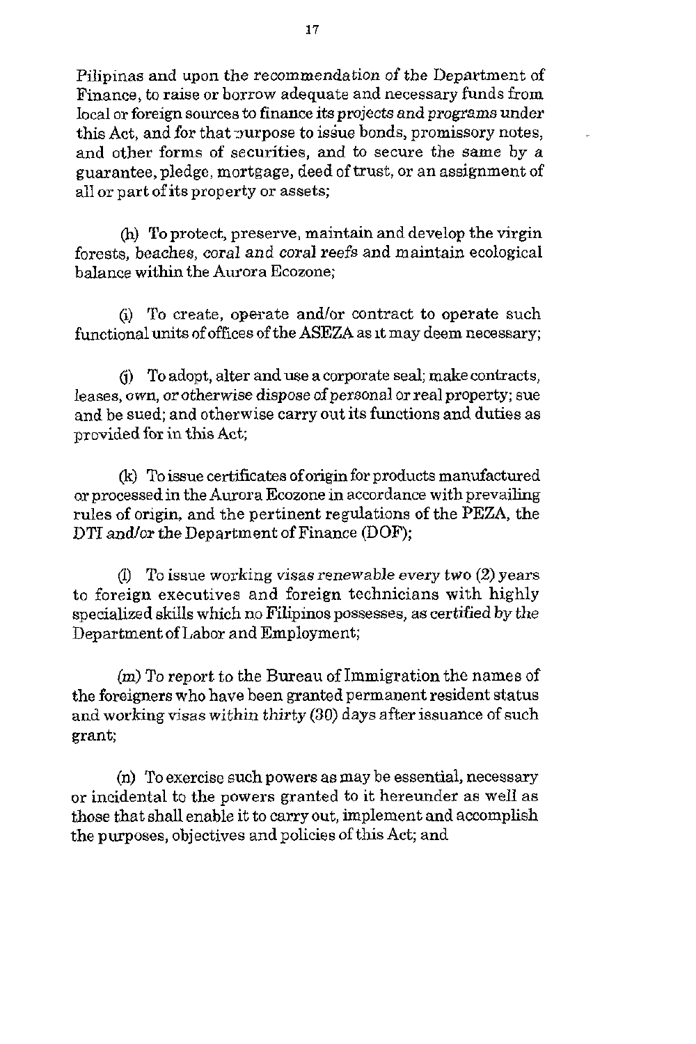Pilipinas and upon the recommendation of the Department of Finance, to raise or borrow adequate and necessary funds from local or foreign sources to finance its projects and programs under this Act, and for that purpose to issue bonds, promissory notes, and other forms of securities, and to secure the same by a guarantee, pledge, mortgage, deed of trust, or an assignment of all or part of its property or assets;

(h) To protect, preserve, maintain and develop the virgin forests, beaches, coral and coral reefs and maintain ecological balance within the Aurora Ecozone;

(i) To create, operate and/or contract to operate such functional units of offices of the ASEZA as it may deem necessary;

(j) To adopt, alter and use a corporate seal; make contracts, leases, own, or otherwise dispose of personal or real property; sue and be sued; and otherwise carry out its functions and duties as provided for in this Act;

(k) To issue certificates of origin for products manufactured or processed in the Aurora Ecozone in accordance with prevailing rules of origin, and the pertinent regulations of the PEZA, the DTI and/or the Department of Finance (DOF);

(l) To issue working visas renewable every two (2) years to foreign executives and foreign technicians with highly specialized skills which no Filipinos possesses, as certified by the Department of Labor and Employment;

(m) To report to the Bureau of Immigration the names of the foreigners who have been granted permanent resident status and working visas within thirty (30) days after issuance of such grant;

(n) To exercise such powers as may be essential, necessary or incidental to the powers granted to it hereunder as well as those that shall enable it to carry out, implement and accomplish the purposes, objectives and policies of this Act; and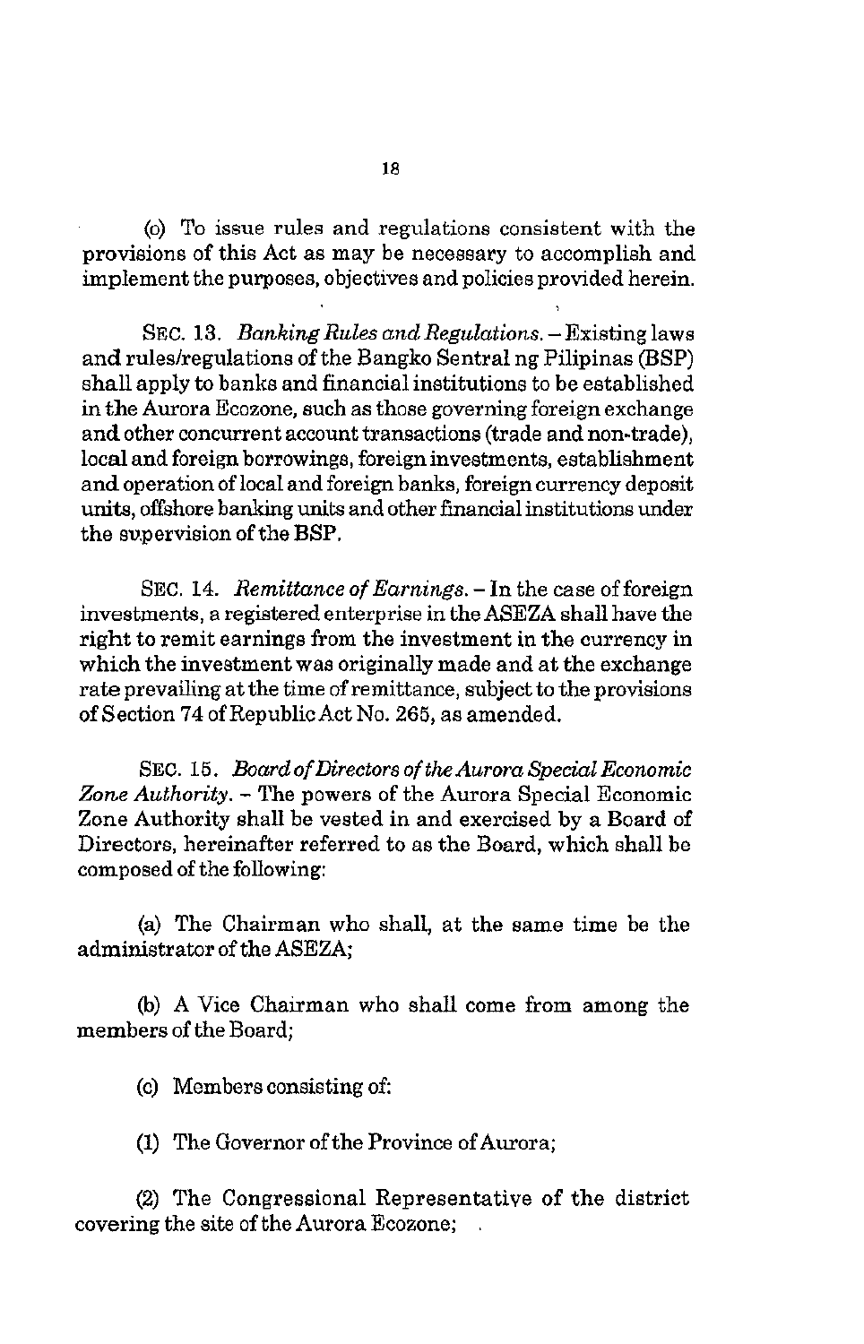(o) To issue rules and regulations consistent with the provisions of this Act as may be necessary to accomplish and implement the purposes, objectives and policies provided herein.

SEC. 13. *Banking Rules and Regulations.* – Existing laws and rules/regulations of the Bangko Sentral ng Pilipinas (BSP) shall apply to banks and financial institutions to be established in the Aurora Ecozone, such as those governing foreign exchange and other concurrent account transactions (trade and non-trade), local and foreign borrowings, foreign investments, establishment and operation of local and foreign banks, foreign currency deposit units, offshore banking units and other financial institutions under the supervision of the BSP.

SEC. 14. *Remittance of Earnings.* – In the case of foreign investments, a registered enterprise in the ASEZA shall have the right to remit earnings from the investment in the currency in which the investment was originally made and at the exchange rate prevailing at the time of remittance, subject to the provisions of Section 74 of Republic Act No. 265, as amended.

SEC. 15. *Board of Directors of the Aurora Special Economic Zone Authority.* – The powers of the Aurora Special Economic Zone Authority shall be vested in and exercised by a Board of Directors, hereinafter referred to as the Board, which shall be composed of the following:

(a) The Chairman who shall, at the same time be the administrator of the ASEZA;

(b) A Vice Chairman who shall come from among the members of the Board;

(c) Members consisting of:

(1) The Governor of the Province of Aurora;

(2) The Congressional Representative of the district covering the site of the Aurora Ecozone;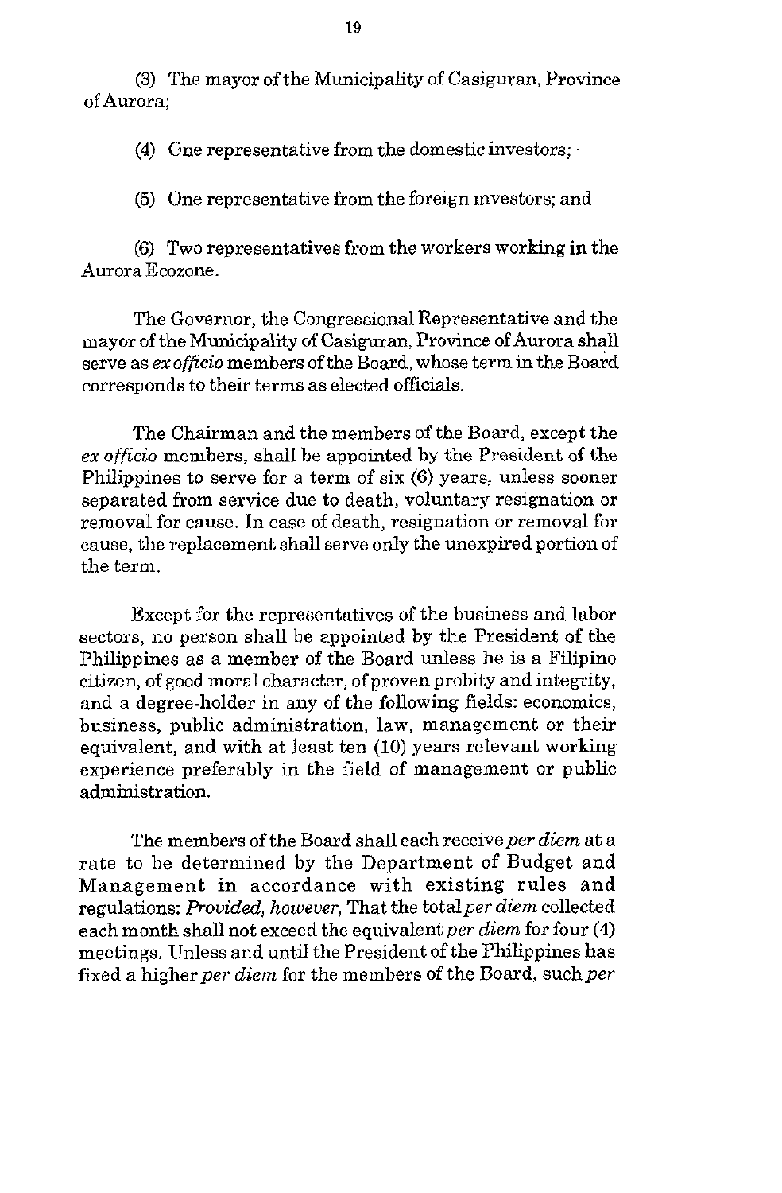(3) The mayor of the Municipality of Casiguran, Province of Aurora;

(4) One representative from the domestic investors;

(5) One representative from the foreign investors; and

(6) Two representatives from the workers working in the Aurora Ecozone.

The Governor, the Congressional Representative and the mayor of the Municipality of Casiguran, Province of Aurora shall serve as *ex officio* members of the Board, whose term in the Board corresponds to their terms as elected officials.

The Chairman and the members of the Board, except the *ex officio* members, shall be appointed by the President of the Philippines to serve for a term of six (6) years, unless sooner separated from service due to death, voluntary resignation or removal for cause. In case of death, resignation or removal for cause, the replacement shall serve only the unexpired portion of the term.

Except for the representatives of the business and labor sectors, no person shall be appointed by the President of the Philippines as a member of the Board unless he is a Filipino citizen, of good moral character, of proven probity and integrity, and a degree-holder in any of the following fields: economics, business, public administration, law, management or their equivalent, and with at least ten (10) years relevant working experience preferably in the field of management or public administration.

The members of the Board shall each receive *per diem* at a rate to be determined by the Department of Budget and Management in accordance with existing rules and regulations: *Provided, however,* That the total *per diem* collected each month shall not exceed the equivalent *per diem* for four (4) meetings. Unless and until the President of the Philippines has fixed a higher *per diem* for the members of the Board, such *per*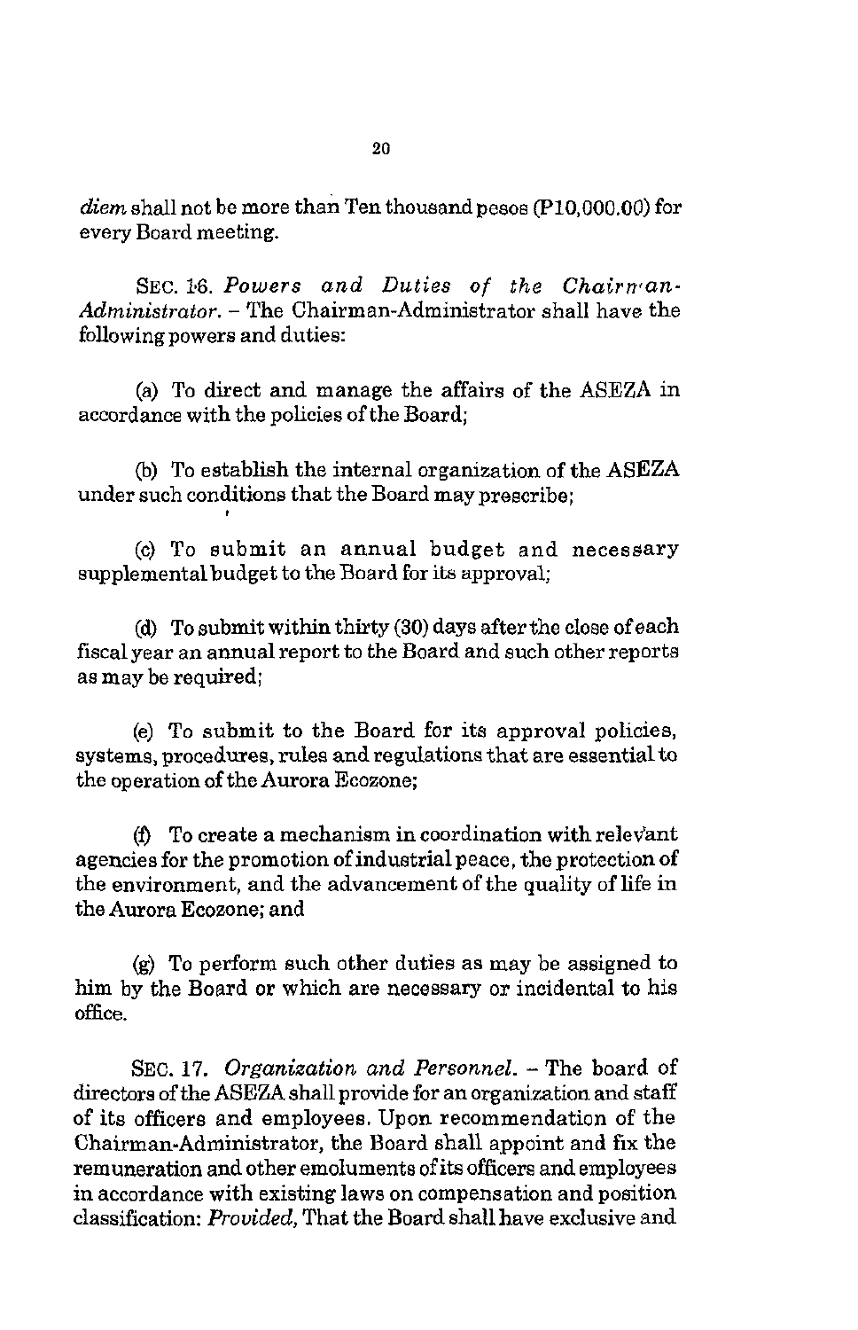*diem* shall not be more than Ten thousand pesos (P10,000.00) for every Board meeting.

SEC. 16. *Powers and Duties of the Chairman-Administrator.* – The Chairman-Administrator shall have the following powers and duties:

(a) To direct and manage the affairs of the ASEZA in accordance with the policies of the Board;

(b) To establish the internal organization of the ASEZA under such conditions that the Board may prescribe;

(c) To submit an annual budget and necessary supplemental budget to the Board for its approval;

(d) To submit within thirty (30) days after the close of each fiscal year an annual report to the Board and such other reports as may be required;

(e) To submit to the Board for its approval policies, systems, procedures, rules and regulations that are essential to the operation of the Aurora Ecozone;

(f) To create a mechanism in coordination with relevant agencies for the promotion of industrial peace, the protection of the environment, and the advancement of the quality of life in the Aurora Ecozone; and

(g) To perform such other duties as may be assigned to him by the Board or which are necessary or incidental to his office.

SEC. 17. *Organization and Personnel.* – The board of directors of the ASEZA shall provide for an organization and staff of its officers and employees. Upon recommendation of the Chairman-Administrator, the Board shall appoint and fix the remuneration and other emoluments of its officers and employees in accordance with existing laws on compensation and position classification: *Provided,* That the Board shall have exclusive and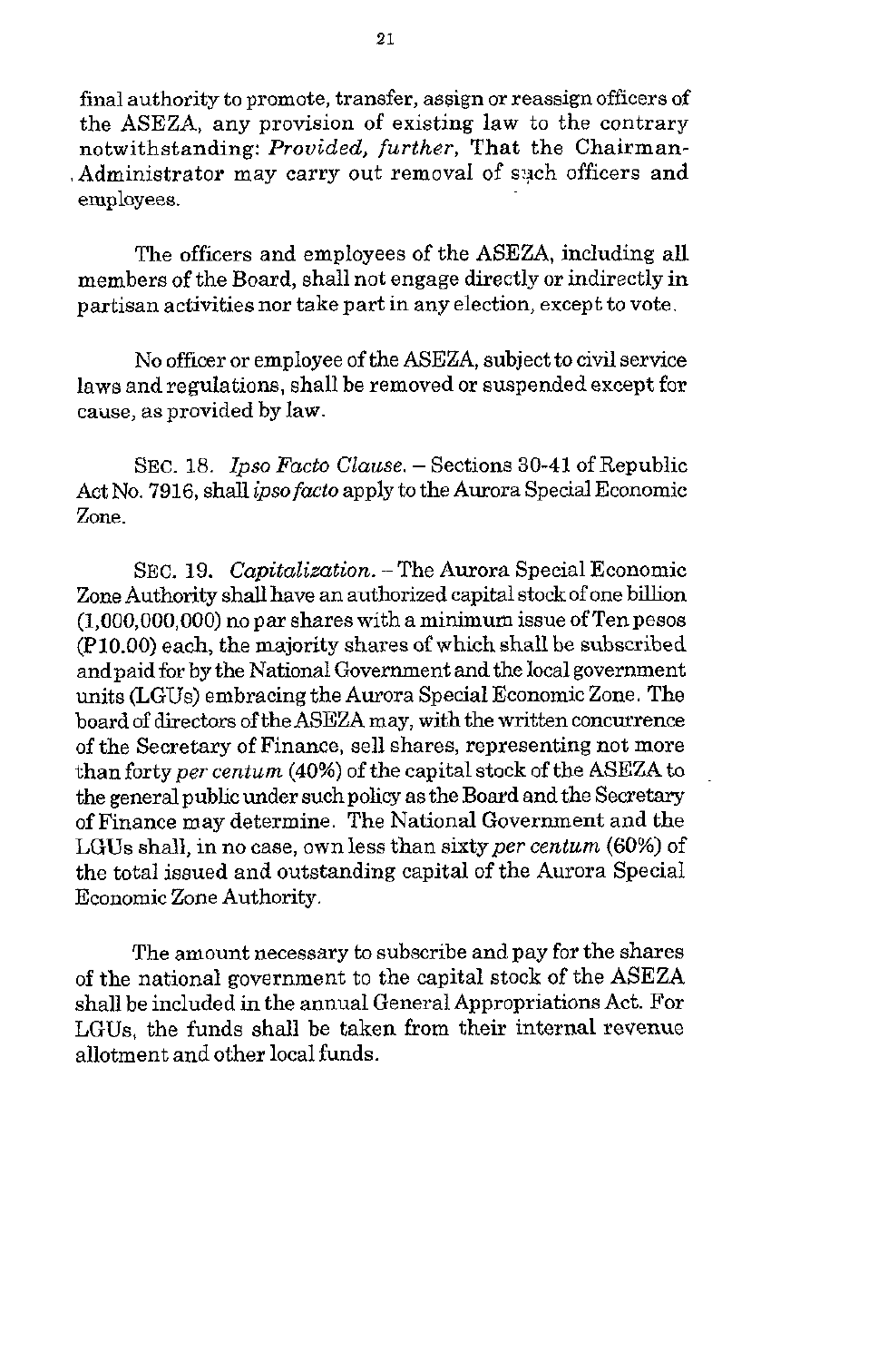final authority to promote, transfer, assign or reassign officers of the ASEZA, any provision of existing law to the contrary notwithstanding: *Provided, further,* That the Chairman-Administrator may carry out removal of such officers and employees.

The officers and employees of the ASEZA, including all members of the Board, shall not engage directly or indirectly in partisan activities nor take part in any election, except to vote.

No officer or employee of the ASEZA, subject to civil service laws and regulations, shall be removed or suspended except for cause, as provided by law.

SEC. 18. *Ipso Facto Clause.* – Sections 30-41 of Republic Act No. 7916, shall *ipso facto* apply to the Aurora Special Economic Zone.

SEC. 19. *Capitalization.* – The Aurora Special Economic Zone Authority shall have an authorized capital stock of one billion (1,000,000,000) no par shares with a minimum issue of Ten pesos (P10.00) each, the majority shares of which shall be subscribed and paid for by the National Government and the local government units (LGUs) embracing the Aurora Special Economic Zone. The board of directors of the ASEZA may, with the written concurrence of the Secretary of Finance, sell shares, representing not more than forty *per centum* (40%) of the capital stock of the ASEZA to the general public under such policy as the Board and the Secretary of Finance may determine. The National Government and the LGUs shall, in no case, own less than sixty *per centum* (60%) of the total issued and outstanding capital of the Aurora Special Economic Zone Authority.

The amount necessary to subscribe and pay for the shares of the national government to the capital stock of the ASEZA shall be included in the annual General Appropriations Act. For LGUs, the funds shall be taken from their internal revenue allotment and other local funds.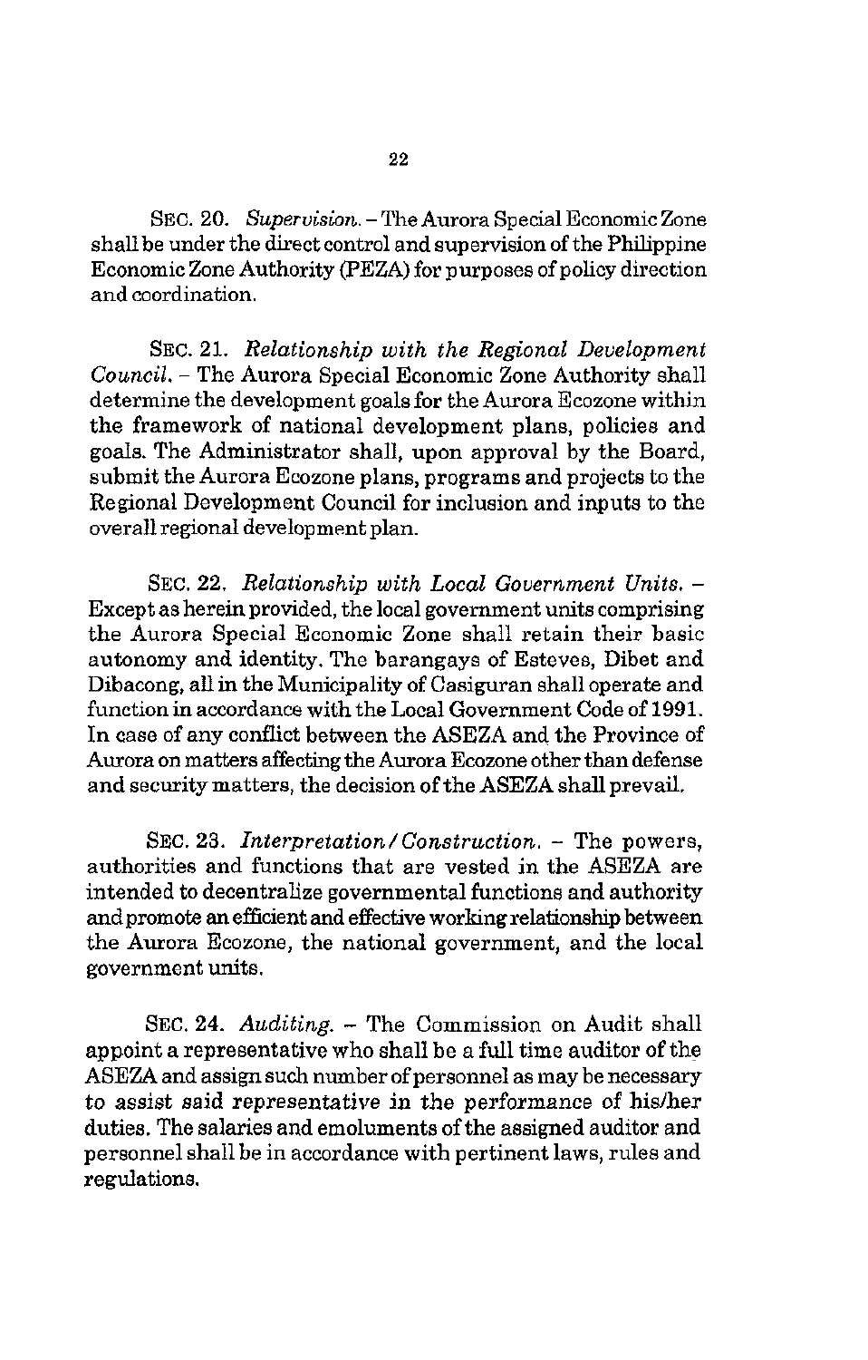SEC. 20. *Supervision.* – The Aurora Special Economic Zone shall be under the direct control and supervision of the Philippine Economic Zone Authority (PEZA) for purposes of policy direction and coordination.

SEC. 21. *Relationship with the Regional Development Council.* – The Aurora Special Economic Zone Authority shall determine the development goals for the Aurora Ecozone within the framework of national development plans, policies and goals. The Administrator shall, upon approval by the Board, submit the Aurora Ecozone plans, programs and projects to the Regional Development Council for inclusion and inputs to the overall regional development plan.

SEC. 22. *Relationship with Local Government Units.* – Except as herein provided, the local government units comprising the Aurora Special Economic Zone shall retain their basic autonomy and identity. The barangays of Esteves, Dibet and Dibacong, all in the Municipality of Casiguran shall operate and function in accordance with the Local Government Code of 1991. In case of any conflict between the ASEZA and the Province of Aurora on matters affecting the Aurora Ecozone other than defense and security matters, the decision of the ASEZA shall prevail.

SEC. 23. *Interpretation/Construction.* – The powers, authorities and functions that are vested in the ASEZA are intended to decentralize governmental functions and authority and promote an efficient and effective working relationship between the Aurora Ecozone, the national government, and the local government units.

SEC. 24. *Auditing.* – The Commission on Audit shall appoint a representative who shall be a full time auditor of the ASEZA and assign such number of personnel as may be necessary to assist said representative in the performance of his/her duties. The salaries and emoluments of the assigned auditor and personnel shall be in accordance with pertinent laws, rules and regulations.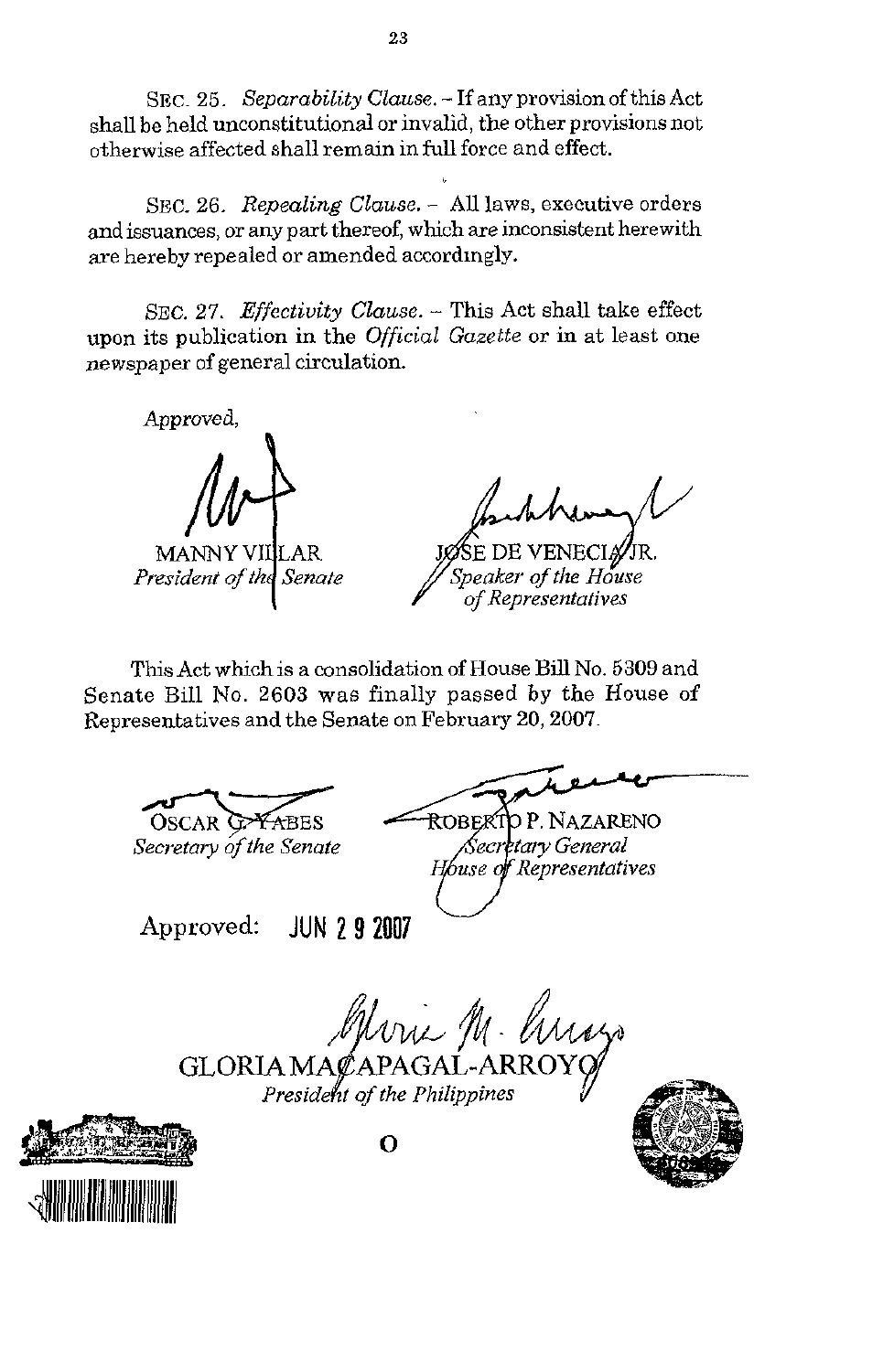SEC. 25. *Separability Clause*. – If any provision of this Act shall be held unconstitutional or invalid, the other provisions not otherwise affected shall remain in full force and effect.

SEC. 26. *Repealing Clause*. – All laws, executive orders and issuances, or any part thereof, which are inconsistent herewith are hereby repealed or amended accordingly.

SEC. 27. *Effectivity Clause*. – This Act shall take effect upon its publication in the *Official Gazette* or in at least one newspaper of general circulation.

*Approved,*

MANNY VILLAR
*President of the Senate*

JOSE DE VENECIA JR.
*Speaker of the House of Representatives*

This Act which is a consolidation of House Bill No. 5309 and Senate Bill No. 2603 was finally passed by the House of Representatives and the Senate on February 20, 2007.

OSCAR G. YABES
*Secretary of the Senate*

ROBERTO P. NAZARENO
*Secretary General House of Representatives*

Approved: JUN 29 2007

GLORIA MACAPAGAL-ARROYO
*President of the Philippines*

O